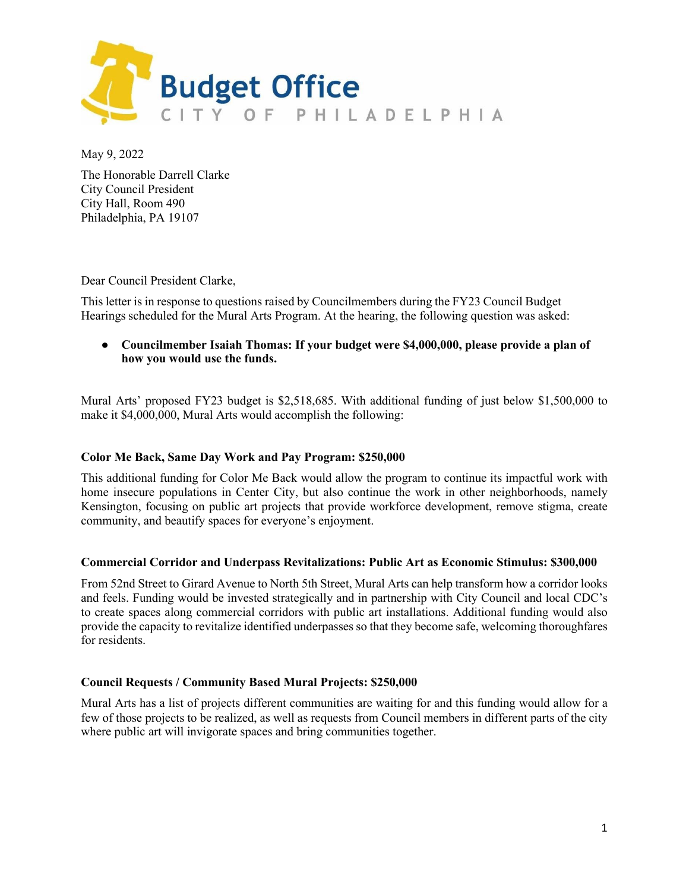**Budget Office**
CITY OF PHILADELPHIA

May 9, 2022

The Honorable Darrell Clarke
City Council President
City Hall, Room 490
Philadelphia, PA 19107

Dear Council President Clarke,

This letter is in response to questions raised by Councilmembers during the FY23 Council Budget Hearings scheduled for the Mural Arts Program. At the hearing, the following question was asked:

- **Councilmember Isaiah Thomas: If your budget were $4,000,000, please provide a plan of how you would use the funds.**

Mural Arts' proposed FY23 budget is $2,518,685. With additional funding of just below $1,500,000 to make it $4,000,000, Mural Arts would accomplish the following:

**Color Me Back, Same Day Work and Pay Program: $250,000**

This additional funding for Color Me Back would allow the program to continue its impactful work with home insecure populations in Center City, but also continue the work in other neighborhoods, namely Kensington, focusing on public art projects that provide workforce development, remove stigma, create community, and beautify spaces for everyone's enjoyment.

**Commercial Corridor and Underpass Revitalizations: Public Art as Economic Stimulus: $300,000**

From 52nd Street to Girard Avenue to North 5th Street, Mural Arts can help transform how a corridor looks and feels. Funding would be invested strategically and in partnership with City Council and local CDC's to create spaces along commercial corridors with public art installations. Additional funding would also provide the capacity to revitalize identified underpasses so that they become safe, welcoming thoroughfares for residents.

**Council Requests / Community Based Mural Projects: $250,000**

Mural Arts has a list of projects different communities are waiting for and this funding would allow for a few of those projects to be realized, as well as requests from Council members in different parts of the city where public art will invigorate spaces and bring communities together.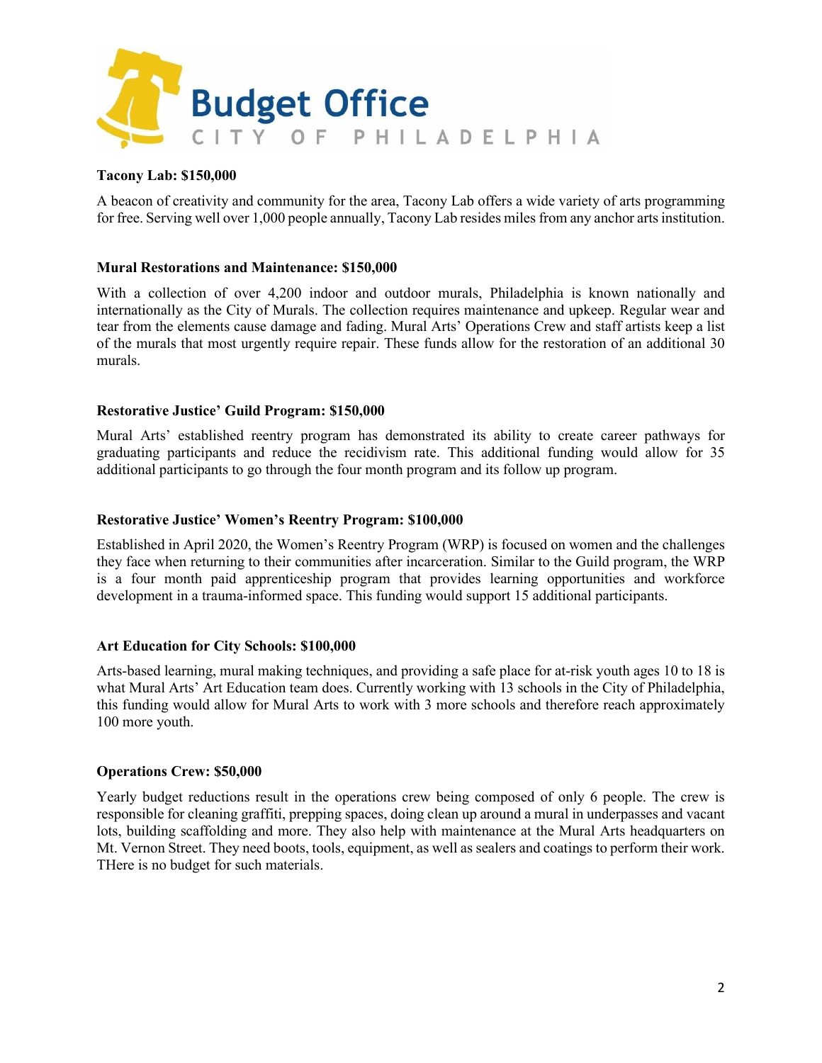**Tacony Lab: $150,000**

A beacon of creativity and community for the area, Tacony Lab offers a wide variety of arts programming for free. Serving well over 1,000 people annually, Tacony Lab resides miles from any anchor arts institution.

**Mural Restorations and Maintenance: $150,000**

With a collection of over 4,200 indoor and outdoor murals, Philadelphia is known nationally and internationally as the City of Murals. The collection requires maintenance and upkeep. Regular wear and tear from the elements cause damage and fading. Mural Arts' Operations Crew and staff artists keep a list of the murals that most urgently require repair. These funds allow for the restoration of an additional 30 murals.

**Restorative Justice' Guild Program: $150,000**

Mural Arts' established reentry program has demonstrated its ability to create career pathways for graduating participants and reduce the recidivism rate. This additional funding would allow for 35 additional participants to go through the four month program and its follow up program.

**Restorative Justice' Women's Reentry Program: $100,000**

Established in April 2020, the Women's Reentry Program (WRP) is focused on women and the challenges they face when returning to their communities after incarceration. Similar to the Guild program, the WRP is a four month paid apprenticeship program that provides learning opportunities and workforce development in a trauma-informed space. This funding would support 15 additional participants.

**Art Education for City Schools: $100,000**

Arts-based learning, mural making techniques, and providing a safe place for at-risk youth ages 10 to 18 is what Mural Arts' Art Education team does. Currently working with 13 schools in the City of Philadelphia, this funding would allow for Mural Arts to work with 3 more schools and therefore reach approximately 100 more youth.

**Operations Crew: $50,000**

Yearly budget reductions result in the operations crew being composed of only 6 people. The crew is responsible for cleaning graffiti, prepping spaces, doing clean up around a mural in underpasses and vacant lots, building scaffolding and more. They also help with maintenance at the Mural Arts headquarters on Mt. Vernon Street. They need boots, tools, equipment, as well as sealers and coatings to perform their work. THere is no budget for such materials.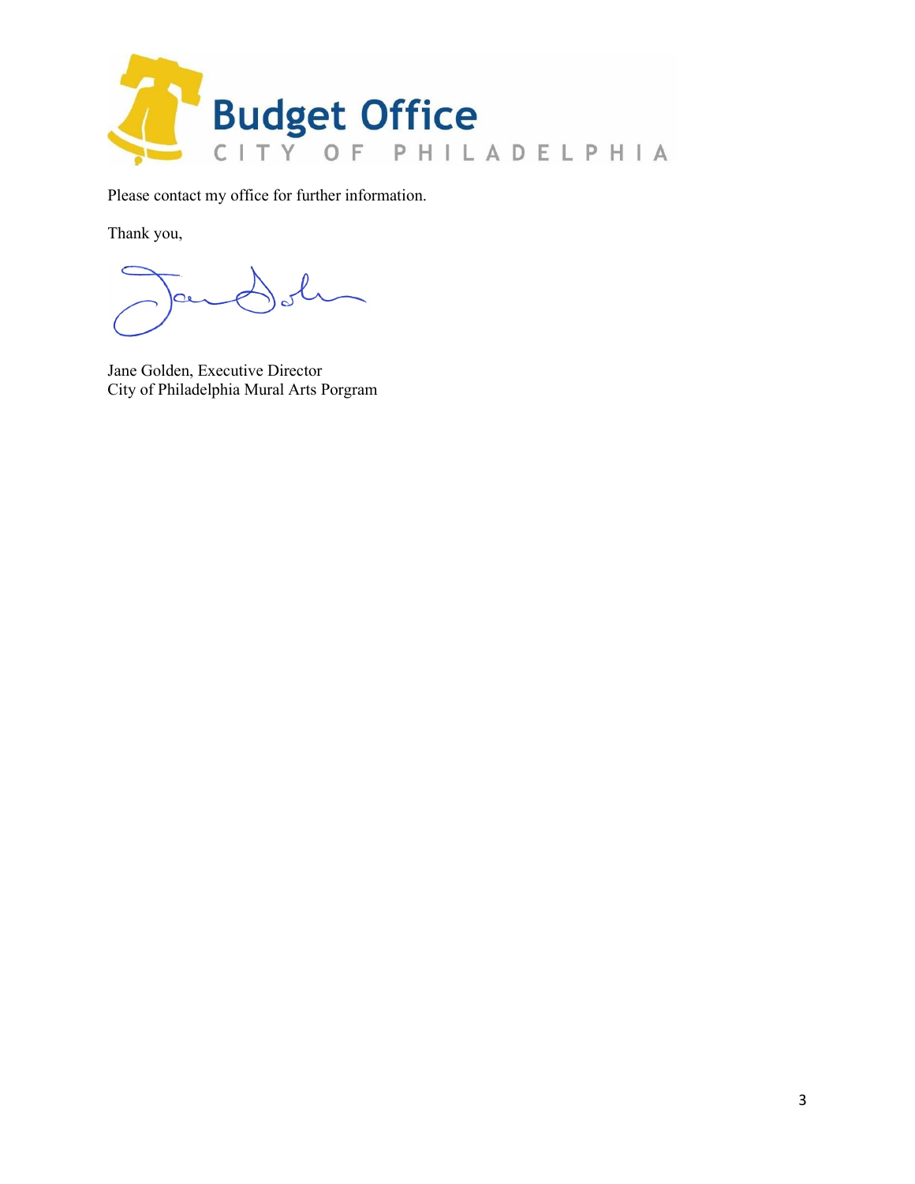Please contact my office for further information.

Thank you,

Jane Golden, Executive Director
City of Philadelphia Mural Arts Porgram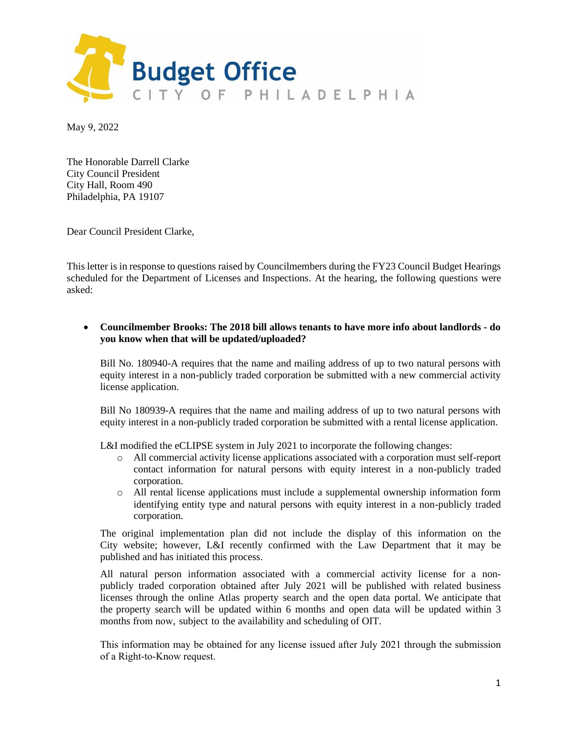# Budget Office
CITY OF PHILADELPHIA

May 9, 2022

The Honorable Darrell Clarke
City Council President
City Hall, Room 490
Philadelphia, PA 19107

Dear Council President Clarke,

This letter is in response to questions raised by Councilmembers during the FY23 Council Budget Hearings scheduled for the Department of Licenses and Inspections. At the hearing, the following questions were asked:

- **Councilmember Brooks: The 2018 bill allows tenants to have more info about landlords - do you know when that will be updated/uploaded?**

  Bill No. 180940-A requires that the name and mailing address of up to two natural persons with equity interest in a non-publicly traded corporation be submitted with a new commercial activity license application.

  Bill No 180939-A requires that the name and mailing address of up to two natural persons with equity interest in a non-publicly traded corporation be submitted with a rental license application.

  L&I modified the eCLIPSE system in July 2021 to incorporate the following changes:
  - All commercial activity license applications associated with a corporation must self-report contact information for natural persons with equity interest in a non-publicly traded corporation.
  - All rental license applications must include a supplemental ownership information form identifying entity type and natural persons with equity interest in a non-publicly traded corporation.

  The original implementation plan did not include the display of this information on the City website; however, L&I recently confirmed with the Law Department that it may be published and has initiated this process.

  All natural person information associated with a commercial activity license for a non-publicly traded corporation obtained after July 2021 will be published with related business licenses through the online Atlas property search and the open data portal. We anticipate that the property search will be updated within 6 months and open data will be updated within 3 months from now, subject to the availability and scheduling of OIT.

  This information may be obtained for any license issued after July 2021 through the submission of a Right-to-Know request.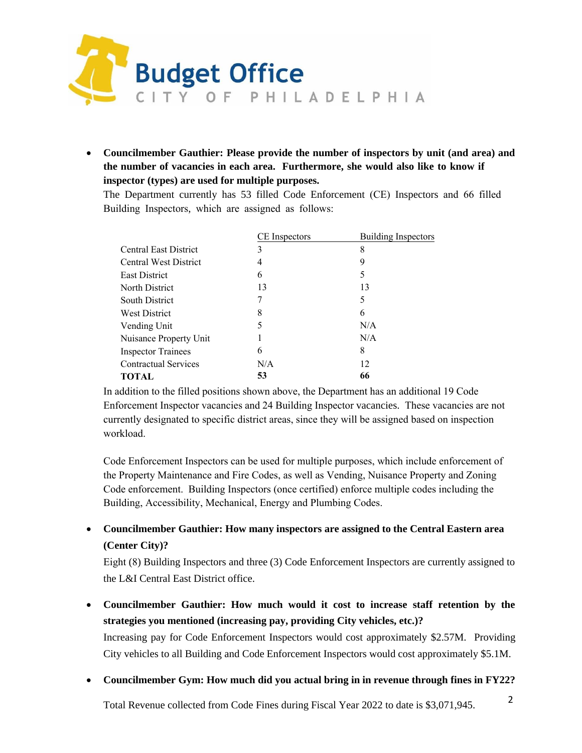- **Councilmember Gauthier: Please provide the number of inspectors by unit (and area) and the number of vacancies in each area. Furthermore, she would also like to know if inspector (types) are used for multiple purposes.**

  The Department currently has 53 filled Code Enforcement (CE) Inspectors and 66 filled Building Inspectors, which are assigned as follows:

| | CE Inspectors | Building Inspectors |
|---|---|---|
| Central East District | 3 | 8 |
| Central West District | 4 | 9 |
| East District | 6 | 5 |
| North District | 13 | 13 |
| South District | 7 | 5 |
| West District | 8 | 6 |
| Vending Unit | 5 | N/A |
| Nuisance Property Unit | 1 | N/A |
| Inspector Trainees | 6 | 8 |
| Contractual Services | N/A | 12 |
| **TOTAL** | **53** | **66** |

  In addition to the filled positions shown above, the Department has an additional 19 Code Enforcement Inspector vacancies and 24 Building Inspector vacancies. These vacancies are not currently designated to specific district areas, since they will be assigned based on inspection workload.

  Code Enforcement Inspectors can be used for multiple purposes, which include enforcement of the Property Maintenance and Fire Codes, as well as Vending, Nuisance Property and Zoning Code enforcement. Building Inspectors (once certified) enforce multiple codes including the Building, Accessibility, Mechanical, Energy and Plumbing Codes.

- **Councilmember Gauthier: How many inspectors are assigned to the Central Eastern area (Center City)?**

  Eight (8) Building Inspectors and three (3) Code Enforcement Inspectors are currently assigned to the L&I Central East District office.

- **Councilmember Gauthier: How much would it cost to increase staff retention by the strategies you mentioned (increasing pay, providing City vehicles, etc.)?**

  Increasing pay for Code Enforcement Inspectors would cost approximately $2.57M. Providing City vehicles to all Building and Code Enforcement Inspectors would cost approximately $5.1M.

- **Councilmember Gym: How much did you actual bring in in revenue through fines in FY22?**

  Total Revenue collected from Code Fines during Fiscal Year 2022 to date is $3,071,945.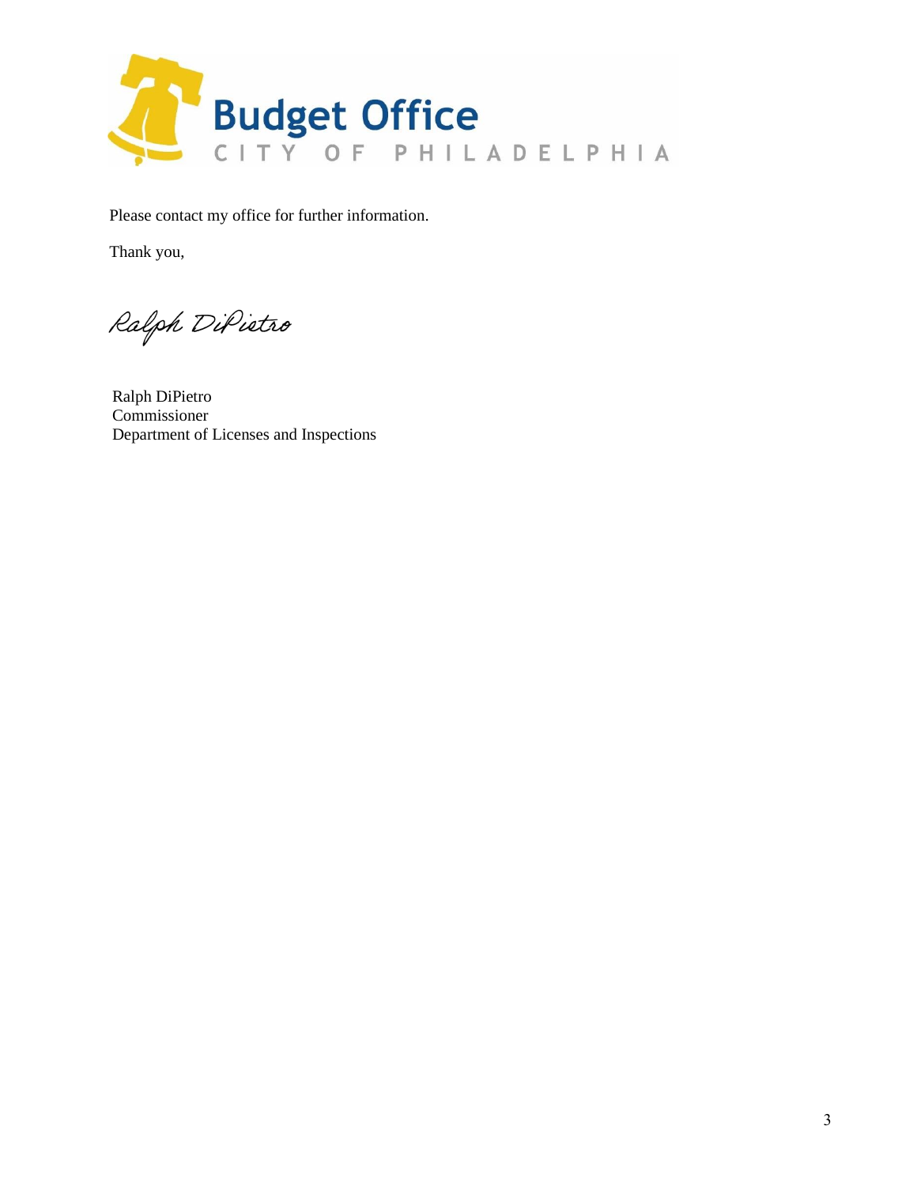Please contact my office for further information.

Thank you,

Ralph DiPietro

Ralph DiPietro
Commissioner
Department of Licenses and Inspections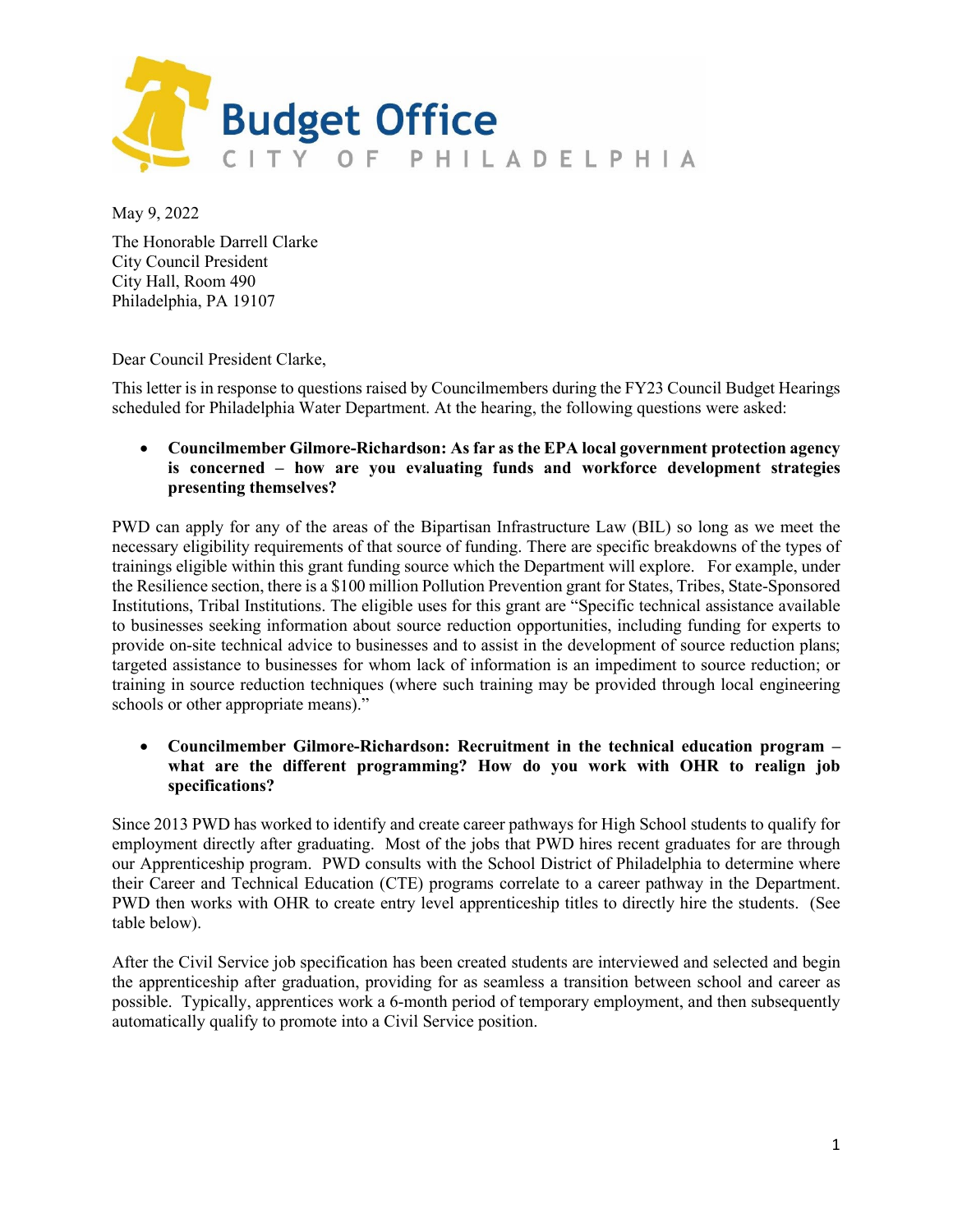**Budget Office**

CITY OF PHILADELPHIA

May 9, 2022

The Honorable Darrell Clarke
City Council President
City Hall, Room 490
Philadelphia, PA 19107

Dear Council President Clarke,

This letter is in response to questions raised by Councilmembers during the FY23 Council Budget Hearings scheduled for Philadelphia Water Department. At the hearing, the following questions were asked:

- **Councilmember Gilmore-Richardson: As far as the EPA local government protection agency is concerned – how are you evaluating funds and workforce development strategies presenting themselves?**

PWD can apply for any of the areas of the Bipartisan Infrastructure Law (BIL) so long as we meet the necessary eligibility requirements of that source of funding. There are specific breakdowns of the types of trainings eligible within this grant funding source which the Department will explore. For example, under the Resilience section, there is a $100 million Pollution Prevention grant for States, Tribes, State-Sponsored Institutions, Tribal Institutions. The eligible uses for this grant are "Specific technical assistance available to businesses seeking information about source reduction opportunities, including funding for experts to provide on-site technical advice to businesses and to assist in the development of source reduction plans; targeted assistance to businesses for whom lack of information is an impediment to source reduction; or training in source reduction techniques (where such training may be provided through local engineering schools or other appropriate means)."

- **Councilmember Gilmore-Richardson: Recruitment in the technical education program – what are the different programming? How do you work with OHR to realign job specifications?**

Since 2013 PWD has worked to identify and create career pathways for High School students to qualify for employment directly after graduating. Most of the jobs that PWD hires recent graduates for are through our Apprenticeship program. PWD consults with the School District of Philadelphia to determine where their Career and Technical Education (CTE) programs correlate to a career pathway in the Department. PWD then works with OHR to create entry level apprenticeship titles to directly hire the students. (See table below).

After the Civil Service job specification has been created students are interviewed and selected and begin the apprenticeship after graduation, providing for as seamless a transition between school and career as possible. Typically, apprentices work a 6-month period of temporary employment, and then subsequently automatically qualify to promote into a Civil Service position.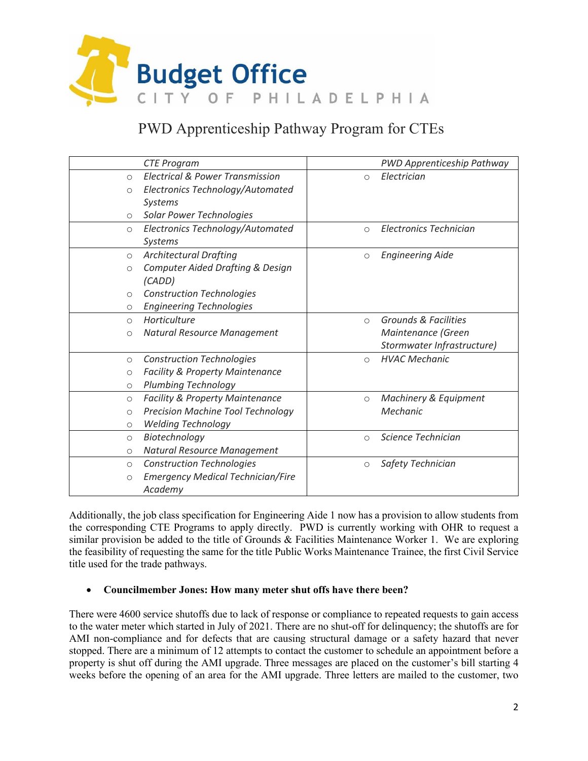**Budget Office**
CITY OF PHILADELPHIA

# PWD Apprenticeship Pathway Program for CTEs

| *CTE Program* | *PWD Apprenticeship Pathway* |
|---|---|
| ○ *Electrical & Power Transmission*<br>○ *Electronics Technology/Automated Systems*<br>○ *Solar Power Technologies* | ○ *Electrician* |
| ○ *Electronics Technology/Automated Systems* | ○ *Electronics Technician* |
| ○ *Architectural Drafting*<br>○ *Computer Aided Drafting & Design (CADD)*<br>○ *Construction Technologies*<br>○ *Engineering Technologies* | ○ *Engineering Aide* |
| ○ *Horticulture*<br>○ *Natural Resource Management* | ○ *Grounds & Facilities Maintenance (Green Stormwater Infrastructure)* |
| ○ *Construction Technologies*<br>○ *Facility & Property Maintenance*<br>○ *Plumbing Technology* | ○ *HVAC Mechanic* |
| ○ *Facility & Property Maintenance*<br>○ *Precision Machine Tool Technology*<br>○ *Welding Technology* | ○ *Machinery & Equipment Mechanic* |
| ○ *Biotechnology*<br>○ *Natural Resource Management* | ○ *Science Technician* |
| ○ *Construction Technologies*<br>○ *Emergency Medical Technician/Fire Academy* | ○ *Safety Technician* |

Additionally, the job class specification for Engineering Aide 1 now has a provision to allow students from the corresponding CTE Programs to apply directly. PWD is currently working with OHR to request a similar provision be added to the title of Grounds & Facilities Maintenance Worker 1. We are exploring the feasibility of requesting the same for the title Public Works Maintenance Trainee, the first Civil Service title used for the trade pathways.

- **Councilmember Jones: How many meter shut offs have there been?**

There were 4600 service shutoffs due to lack of response or compliance to repeated requests to gain access to the water meter which started in July of 2021. There are no shut-off for delinquency; the shutoffs are for AMI non-compliance and for defects that are causing structural damage or a safety hazard that never stopped. There are a minimum of 12 attempts to contact the customer to schedule an appointment before a property is shut off during the AMI upgrade. Three messages are placed on the customer's bill starting 4 weeks before the opening of an area for the AMI upgrade. Three letters are mailed to the customer, two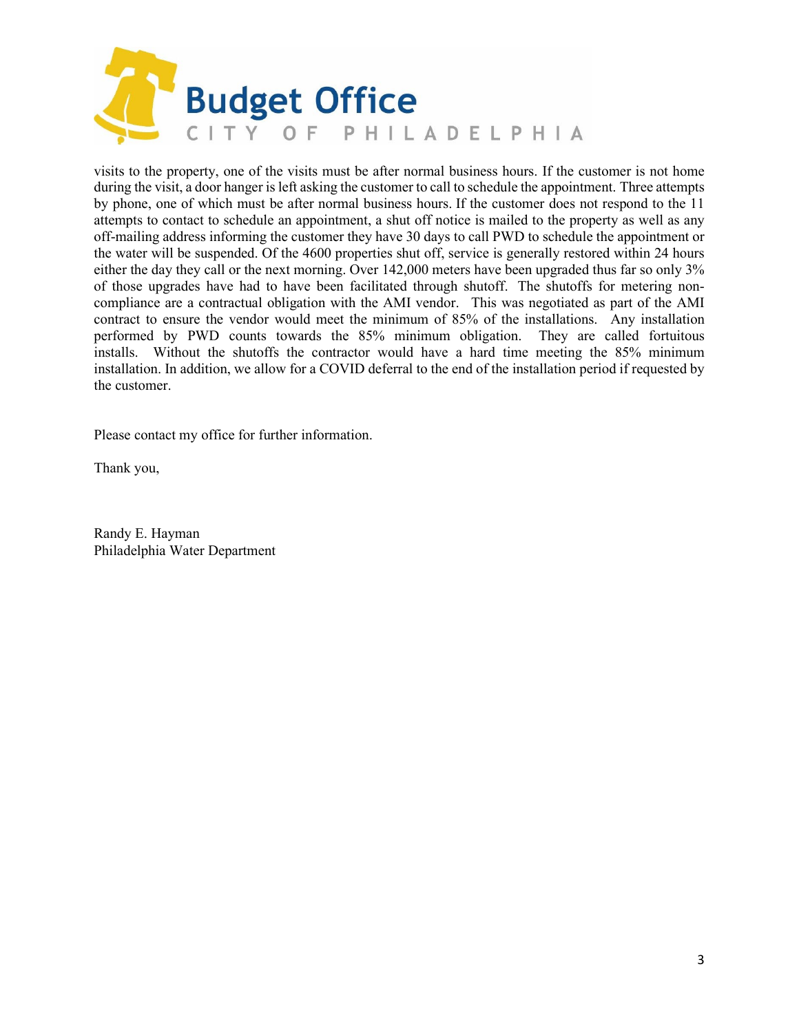visits to the property, one of the visits must be after normal business hours. If the customer is not home during the visit, a door hanger is left asking the customer to call to schedule the appointment. Three attempts by phone, one of which must be after normal business hours. If the customer does not respond to the 11 attempts to contact to schedule an appointment, a shut off notice is mailed to the property as well as any off-mailing address informing the customer they have 30 days to call PWD to schedule the appointment or the water will be suspended. Of the 4600 properties shut off, service is generally restored within 24 hours either the day they call or the next morning. Over 142,000 meters have been upgraded thus far so only 3% of those upgrades have had to have been facilitated through shutoff. The shutoffs for metering non-compliance are a contractual obligation with the AMI vendor. This was negotiated as part of the AMI contract to ensure the vendor would meet the minimum of 85% of the installations. Any installation performed by PWD counts towards the 85% minimum obligation. They are called fortuitous installs. Without the shutoffs the contractor would have a hard time meeting the 85% minimum installation. In addition, we allow for a COVID deferral to the end of the installation period if requested by the customer.

Please contact my office for further information.

Thank you,

Randy E. Hayman
Philadelphia Water Department